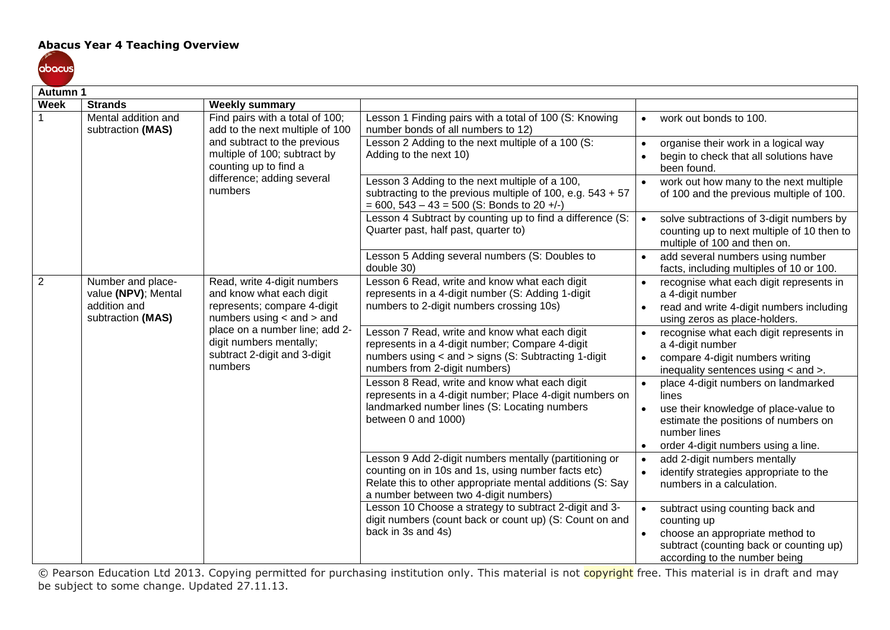# Abacus Year 4 Teaching Overview

| Autumn 1 | | | | |
|---|---|---|---|---|
| **Week** | **Strands** | **Weekly summary** | | |
| 1 | Mental addition and subtraction **(MAS)** | Find pairs with a total of 100; add to the next multiple of 100 and subtract to the previous multiple of 100; subtract by counting up to find a difference; adding several numbers | Lesson 1 Finding pairs with a total of 100 (S: Knowing number bonds of all numbers to 12) | • work out bonds to 100. |
| | | | Lesson 2 Adding to the next multiple of a 100 (S: Adding to the next 10) | • organise their work in a logical way<br>• begin to check that all solutions have been found. |
| | | | Lesson 3 Adding to the next multiple of a 100, subtracting to the previous multiple of 100, e.g. 543 + 57 = 600, 543 – 43 = 500 (S: Bonds to 20 +/-) | • work out how many to the next multiple of 100 and the previous multiple of 100. |
| | | | Lesson 4 Subtract by counting up to find a difference (S: Quarter past, half past, quarter to) | • solve subtractions of 3-digit numbers by counting up to next multiple of 10 then to multiple of 100 and then on. |
| | | | Lesson 5 Adding several numbers (S: Doubles to double 30) | • add several numbers using number facts, including multiples of 10 or 100. |
| 2 | Number and place-value **(NPV)**; Mental addition and subtraction **(MAS)** | Read, write 4-digit numbers and know what each digit represents; compare 4-digit numbers using < and > and place on a number line; add 2-digit numbers mentally; subtract 2-digit and 3-digit numbers | Lesson 6 Read, write and know what each digit represents in a 4-digit number (S: Adding 1-digit numbers to 2-digit numbers crossing 10s) | • recognise what each digit represents in a 4-digit number<br>• read and write 4-digit numbers including using zeros as place-holders. |
| | | | Lesson 7 Read, write and know what each digit represents in a 4-digit number; Compare 4-digit numbers using < and > signs (S: Subtracting 1-digit numbers from 2-digit numbers) | • recognise what each digit represents in a 4-digit number<br>• compare 4-digit numbers writing inequality sentences using < and >. |
| | | | Lesson 8 Read, write and know what each digit represents in a 4-digit number; Place 4-digit numbers on landmarked number lines (S: Locating numbers between 0 and 1000) | • place 4-digit numbers on landmarked lines<br>• use their knowledge of place-value to estimate the positions of numbers on number lines<br>• order 4-digit numbers using a line. |
| | | | Lesson 9 Add 2-digit numbers mentally (partitioning or counting on in 10s and 1s, using number facts etc) Relate this to other appropriate mental additions (S: Say a number between two 4-digit numbers) | • add 2-digit numbers mentally<br>• identify strategies appropriate to the numbers in a calculation. |
| | | | Lesson 10 Choose a strategy to subtract 2-digit and 3-digit numbers (count back or count up) (S: Count on and back in 3s and 4s) | • subtract using counting back and counting up<br>• choose an appropriate method to subtract (counting back or counting up) according to the number being |

© Pearson Education Ltd 2013. Copying permitted for purchasing institution only. This material is not copyright free. This material is in draft and may be subject to some change. Updated 27.11.13.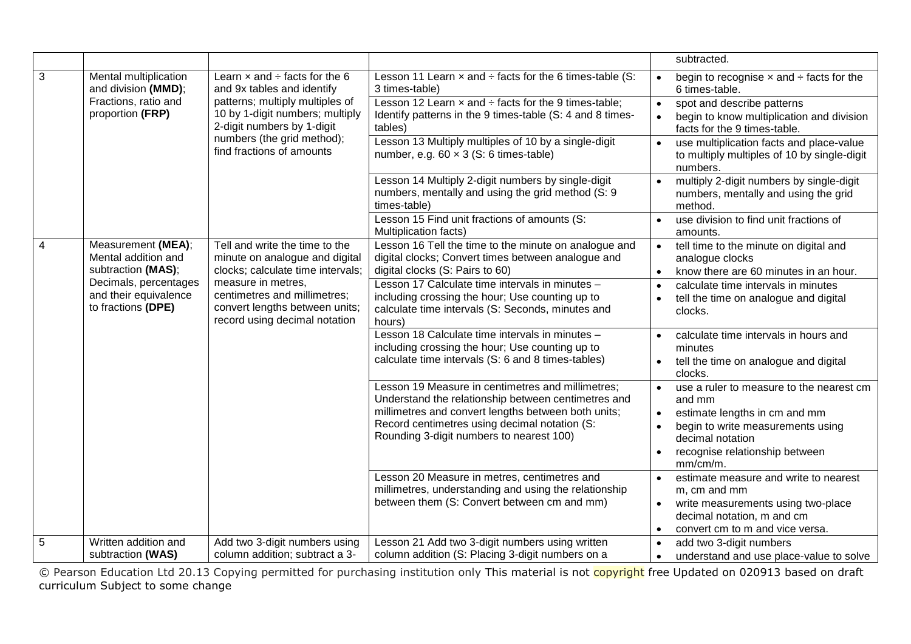| | | | | subtracted. |
|---|---|---|---|---|
| 3 | Mental multiplication and division **(MMD)**; Fractions, ratio and proportion **(FRP)** | Learn × and ÷ facts for the 6 and 9x tables and identify patterns; multiply multiples of 10 by 1-digit numbers; multiply 2-digit numbers by 1-digit numbers (the grid method); find fractions of amounts | Lesson 11 Learn × and ÷ facts for the 6 times-table (S: 3 times-table) | • begin to recognise × and ÷ facts for the 6 times-table. |
| | | | Lesson 12 Learn × and ÷ facts for the 9 times-table; Identify patterns in the 9 times-table (S: 4 and 8 times-tables) | • spot and describe patterns<br>• begin to know multiplication and division facts for the 9 times-table. |
| | | | Lesson 13 Multiply multiples of 10 by a single-digit number, e.g. 60 × 3 (S: 6 times-table) | • use multiplication facts and place-value to multiply multiples of 10 by single-digit numbers. |
| | | | Lesson 14 Multiply 2-digit numbers by single-digit numbers, mentally and using the grid method (S: 9 times-table) | • multiply 2-digit numbers by single-digit numbers, mentally and using the grid method. |
| | | | Lesson 15 Find unit fractions of amounts (S: Multiplication facts) | • use division to find unit fractions of amounts. |
| 4 | Measurement **(MEA)**; Mental addition and subtraction **(MAS)**; Decimals, percentages and their equivalence to fractions **(DPE)** | Tell and write the time to the minute on analogue and digital clocks; calculate time intervals; measure in metres, centimetres and millimetres; convert lengths between units; record using decimal notation | Lesson 16 Tell the time to the minute on analogue and digital clocks; Convert times between analogue and digital clocks (S: Pairs to 60) | • tell time to the minute on digital and analogue clocks<br>• know there are 60 minutes in an hour. |
| | | | Lesson 17 Calculate time intervals in minutes – including crossing the hour; Use counting up to calculate time intervals (S: Seconds, minutes and hours) | • calculate time intervals in minutes<br>• tell the time on analogue and digital clocks. |
| | | | Lesson 18 Calculate time intervals in minutes – including crossing the hour; Use counting up to calculate time intervals (S: 6 and 8 times-tables) | • calculate time intervals in hours and minutes<br>• tell the time on analogue and digital clocks. |
| | | | Lesson 19 Measure in centimetres and millimetres; Understand the relationship between centimetres and millimetres and convert lengths between both units; Record centimetres using decimal notation (S: Rounding 3-digit numbers to nearest 100) | • use a ruler to measure to the nearest cm and mm<br>• estimate lengths in cm and mm<br>• begin to write measurements using decimal notation<br>• recognise relationship between mm/cm/m. |
| | | | Lesson 20 Measure in metres, centimetres and millimetres, understanding and using the relationship between them (S: Convert between cm and mm) | • estimate measure and write to nearest m, cm and mm<br>• write measurements using two-place decimal notation, m and cm<br>• convert cm to m and vice versa. |
| 5 | Written addition and subtraction **(WAS)** | Add two 3-digit numbers using column addition; subtract a 3- | Lesson 21 Add two 3-digit numbers using written column addition (S: Placing 3-digit numbers on a | • add two 3-digit numbers<br>• understand and use place-value to solve |

© Pearson Education Ltd 20.13 Copying permitted for purchasing institution only This material is not copyright free Updated on 020913 based on draft curriculum Subject to some change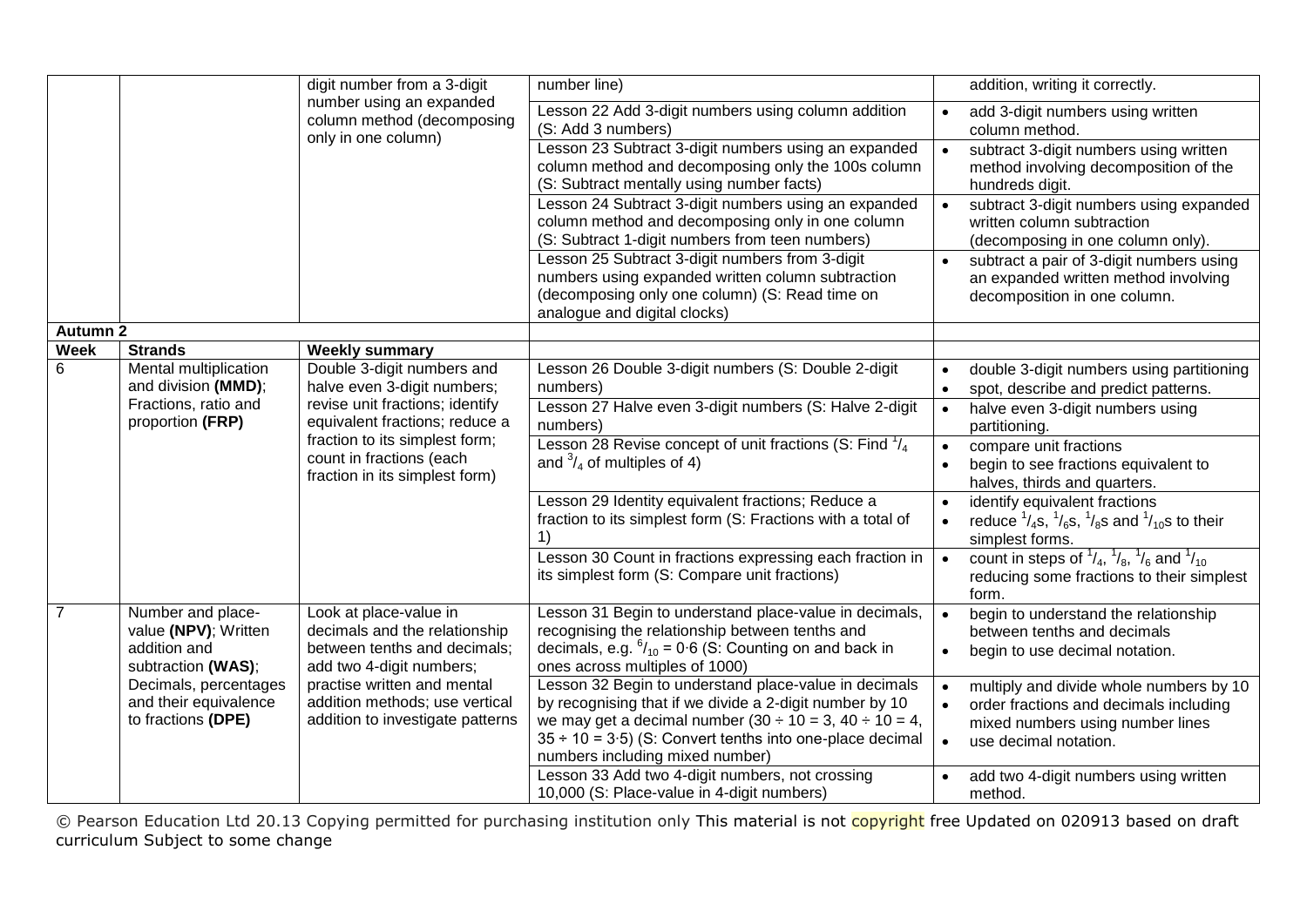| Week | Strands | Weekly summary | Lessons | Learning outcomes |
|---|---|---|---|---|
| | | digit number from a 3-digit number using an expanded column method (decomposing only in one column) | number line) | addition, writing it correctly. |
| | | | Lesson 22 Add 3-digit numbers using column addition (S: Add 3 numbers) | • add 3-digit numbers using written column method. |
| | | | Lesson 23 Subtract 3-digit numbers using an expanded column method and decomposing only the 100s column (S: Subtract mentally using number facts) | • subtract 3-digit numbers using written method involving decomposition of the hundreds digit. |
| | | | Lesson 24 Subtract 3-digit numbers using an expanded column method and decomposing only in one column (S: Subtract 1-digit numbers from teen numbers) | • subtract 3-digit numbers using expanded written column subtraction (decomposing in one column only). |
| | | | Lesson 25 Subtract 3-digit numbers from 3-digit numbers using expanded written column subtraction (decomposing only one column) (S: Read time on analogue and digital clocks) | • subtract a pair of 3-digit numbers using an expanded written method involving decomposition in one column. |
| **Autumn 2** | | | | |
| **Week** | **Strands** | **Weekly summary** | | |
| 6 | Mental multiplication and division **(MMD)**; Fractions, ratio and proportion **(FRP)** | Double 3-digit numbers and halve even 3-digit numbers; revise unit fractions; identify equivalent fractions; reduce a fraction to its simplest form; count in fractions (each fraction in its simplest form) | Lesson 26 Double 3-digit numbers (S: Double 2-digit numbers) | • double 3-digit numbers using partitioning<br>• spot, describe and predict patterns. |
| | | | Lesson 27 Halve even 3-digit numbers (S: Halve 2-digit numbers) | • halve even 3-digit numbers using partitioning. |
| | | | Lesson 28 Revise concept of unit fractions (S: Find $^1/_4$ and $^3/_4$ of multiples of 4) | • compare unit fractions<br>• begin to see fractions equivalent to halves, thirds and quarters. |
| | | | Lesson 29 Identity equivalent fractions; Reduce a fraction to its simplest form (S: Fractions with a total of 1) | • identify equivalent fractions<br>• reduce $^1/_4$s, $^1/_6$s, $^1/_8$s and $^1/_{10}$s to their simplest forms. |
| | | | Lesson 30 Count in fractions expressing each fraction in its simplest form (S: Compare unit fractions) | • count in steps of $^1/_4$, $^1/_8$, $^1/_6$ and $^1/_{10}$ reducing some fractions to their simplest form. |
| 7 | Number and place-value **(NPV)**; Written addition and subtraction **(WAS)**; Decimals, percentages and their equivalence to fractions **(DPE)** | Look at place-value in decimals and the relationship between tenths and decimals; add two 4-digit numbers; practise written and mental addition methods; use vertical addition to investigate patterns | Lesson 31 Begin to understand place-value in decimals, recognising the relationship between tenths and decimals, e.g. $^6/_{10}$ = 0·6 (S: Counting on and back in ones across multiples of 1000) | • begin to understand the relationship between tenths and decimals<br>• begin to use decimal notation. |
| | | | Lesson 32 Begin to understand place-value in decimals by recognising that if we divide a 2-digit number by 10 we may get a decimal number ($30 \div 10 = 3$, $40 \div 10 = 4$, $35 \div 10 = 3{\cdot}5$) (S: Convert tenths into one-place decimal numbers including mixed number) | • multiply and divide whole numbers by 10<br>• order fractions and decimals including mixed numbers using number lines<br>• use decimal notation. |
| | | | Lesson 33 Add two 4-digit numbers, not crossing 10,000 (S: Place-value in 4-digit numbers) | • add two 4-digit numbers using written method. |

© Pearson Education Ltd 20.13 Copying permitted for purchasing institution only This material is not copyright free Updated on 020913 based on draft curriculum Subject to some change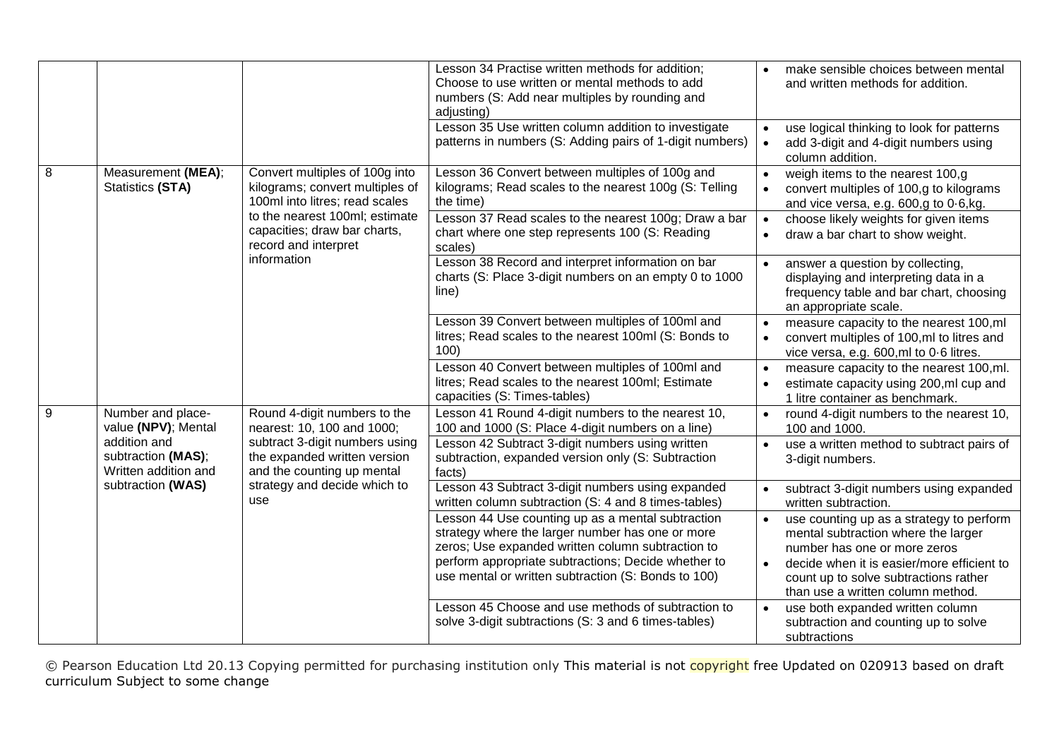| | | | | |
|---|---|---|---|---|
| | | | Lesson 34 Practise written methods for addition; Choose to use written or mental methods to add numbers (S: Add near multiples by rounding and adjusting) | • make sensible choices between mental and written methods for addition. |
| | | | Lesson 35 Use written column addition to investigate patterns in numbers (S: Adding pairs of 1-digit numbers) | • use logical thinking to look for patterns<br>• add 3-digit and 4-digit numbers using column addition. |
| 8 | Measurement **(MEA)**; Statistics **(STA)** | Convert multiples of 100g into kilograms; convert multiples of 100ml into litres; read scales to the nearest 100ml; estimate capacities; draw bar charts, record and interpret information | Lesson 36 Convert between multiples of 100g and kilograms; Read scales to the nearest 100g (S: Telling the time) | • weigh items to the nearest 100,g<br>• convert multiples of 100,g to kilograms and vice versa, e.g. 600,g to 0·6,kg. |
| | | | Lesson 37 Read scales to the nearest 100g; Draw a bar chart where one step represents 100 (S: Reading scales) | • choose likely weights for given items<br>• draw a bar chart to show weight. |
| | | | Lesson 38 Record and interpret information on bar charts (S: Place 3-digit numbers on an empty 0 to 1000 line) | • answer a question by collecting, displaying and interpreting data in a frequency table and bar chart, choosing an appropriate scale. |
| | | | Lesson 39 Convert between multiples of 100ml and litres; Read scales to the nearest 100ml (S: Bonds to 100) | • measure capacity to the nearest 100,ml<br>• convert multiples of 100,ml to litres and vice versa, e.g. 600,ml to 0·6 litres. |
| | | | Lesson 40 Convert between multiples of 100ml and litres; Read scales to the nearest 100ml; Estimate capacities (S: Times-tables) | • measure capacity to the nearest 100,ml.<br>• estimate capacity using 200,ml cup and 1 litre container as benchmark. |
| 9 | Number and place-value **(NPV)**; Mental addition and subtraction **(MAS)**; Written addition and subtraction **(WAS)** | Round 4-digit numbers to the nearest: 10, 100 and 1000; subtract 3-digit numbers using the expanded written version and the counting up mental strategy and decide which to use | Lesson 41 Round 4-digit numbers to the nearest 10, 100 and 1000 (S: Place 4-digit numbers on a line) | • round 4-digit numbers to the nearest 10, 100 and 1000. |
| | | | Lesson 42 Subtract 3-digit numbers using written subtraction, expanded version only (S: Subtraction facts) | • use a written method to subtract pairs of 3-digit numbers. |
| | | | Lesson 43 Subtract 3-digit numbers using expanded written column subtraction (S: 4 and 8 times-tables) | • subtract 3-digit numbers using expanded written subtraction. |
| | | | Lesson 44 Use counting up as a mental subtraction strategy where the larger number has one or more zeros; Use expanded written column subtraction to perform appropriate subtractions; Decide whether to use mental or written subtraction (S: Bonds to 100) | • use counting up as a strategy to perform mental subtraction where the larger number has one or more zeros<br>• decide when it is easier/more efficient to count up to solve subtractions rather than use a written column method. |
| | | | Lesson 45 Choose and use methods of subtraction to solve 3-digit subtractions (S: 3 and 6 times-tables) | • use both expanded written column subtraction and counting up to solve subtractions |

© Pearson Education Ltd 20.13 Copying permitted for purchasing institution only This material is not copyright free Updated on 020913 based on draft curriculum Subject to some change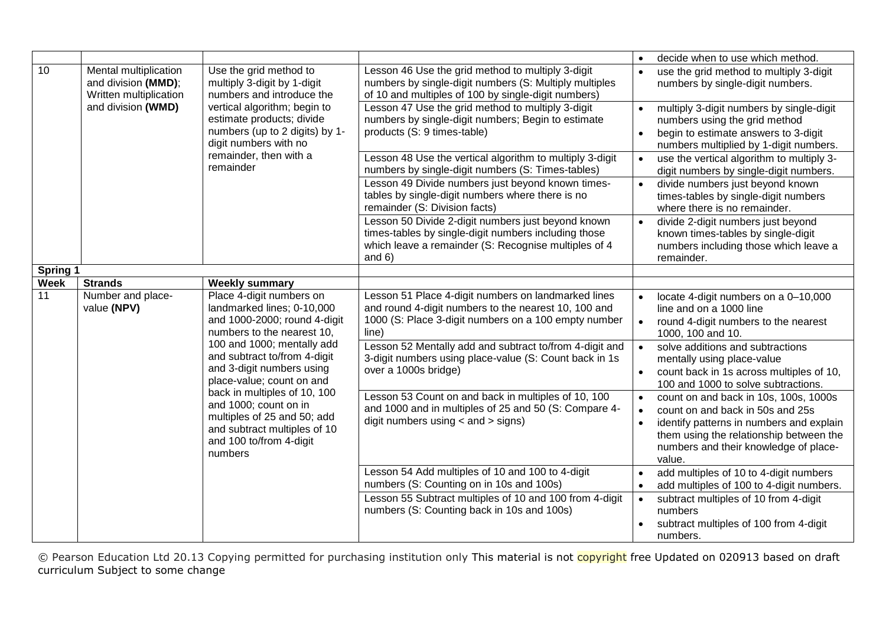| | | | | • decide when to use which method. |
|---|---|---|---|---|
| 10 | Mental multiplication and division **(MMD)**; Written multiplication and division **(WMD)** | Use the grid method to multiply 3-digit by 1-digit numbers and introduce the vertical algorithm; begin to estimate products; divide numbers (up to 2 digits) by 1-digit numbers with no remainder, then with a remainder | Lesson 46 Use the grid method to multiply 3-digit numbers by single-digit numbers (S: Multiply multiples of 10 and multiples of 100 by single-digit numbers) | • use the grid method to multiply 3-digit numbers by single-digit numbers. |
| | | | Lesson 47 Use the grid method to multiply 3-digit numbers by single-digit numbers; Begin to estimate products (S: 9 times-table) | • multiply 3-digit numbers by single-digit numbers using the grid method<br>• begin to estimate answers to 3-digit numbers multiplied by 1-digit numbers. |
| | | | Lesson 48 Use the vertical algorithm to multiply 3-digit numbers by single-digit numbers (S: Times-tables) | • use the vertical algorithm to multiply 3-digit numbers by single-digit numbers. |
| | | | Lesson 49 Divide numbers just beyond known times-tables by single-digit numbers where there is no remainder (S: Division facts) | • divide numbers just beyond known times-tables by single-digit numbers where there is no remainder. |
| | | | Lesson 50 Divide 2-digit numbers just beyond known times-tables by single-digit numbers including those which leave a remainder (S: Recognise multiples of 4 and 6) | • divide 2-digit numbers just beyond known times-tables by single-digit numbers including those which leave a remainder. |
| **Spring 1** | | | | |
| **Week** | **Strands** | **Weekly summary** | | |
| 11 | Number and place-value **(NPV)** | Place 4-digit numbers on landmarked lines; 0-10,000 and 1000-2000; round 4-digit numbers to the nearest 10, 100 and 1000; mentally add and subtract to/from 4-digit and 3-digit numbers using place-value; count on and back in multiples of 10, 100 and 1000; count on in multiples of 25 and 50; add and subtract multiples of 10 and 100 to/from 4-digit numbers | Lesson 51 Place 4-digit numbers on landmarked lines and round 4-digit numbers to the nearest 10, 100 and 1000 (S: Place 3-digit numbers on a 100 empty number line) | • locate 4-digit numbers on a 0–10,000 line and on a 1000 line<br>• round 4-digit numbers to the nearest 1000, 100 and 10. |
| | | | Lesson 52 Mentally add and subtract to/from 4-digit and 3-digit numbers using place-value (S: Count back in 1s over a 1000s bridge) | • solve additions and subtractions mentally using place-value<br>• count back in 1s across multiples of 10, 100 and 1000 to solve subtractions. |
| | | | Lesson 53 Count on and back in multiples of 10, 100 and 1000 and in multiples of 25 and 50 (S: Compare 4-digit numbers using < and > signs) | • count on and back in 10s, 100s, 1000s<br>• count on and back in 50s and 25s<br>• identify patterns in numbers and explain them using the relationship between the numbers and their knowledge of place-value. |
| | | | Lesson 54 Add multiples of 10 and 100 to 4-digit numbers (S: Counting on in 10s and 100s) | • add multiples of 10 to 4-digit numbers<br>• add multiples of 100 to 4-digit numbers. |
| | | | Lesson 55 Subtract multiples of 10 and 100 from 4-digit numbers (S: Counting back in 10s and 100s) | • subtract multiples of 10 from 4-digit numbers<br>• subtract multiples of 100 from 4-digit numbers. |

© Pearson Education Ltd 20.13 Copying permitted for purchasing institution only This material is not copyright free Updated on 020913 based on draft curriculum Subject to some change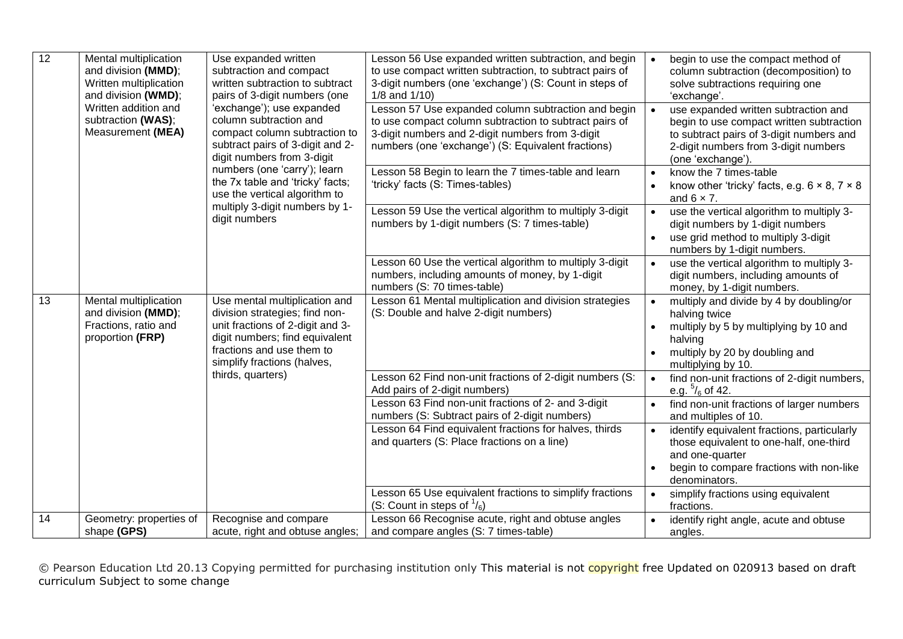| 12 | Mental multiplication and division **(MMD)**; Written multiplication and division **(WMD)**; Written addition and subtraction **(WAS)**; Measurement **(MEA)** | Use expanded written subtraction and compact written subtraction to subtract pairs of 3-digit numbers (one 'exchange'); use expanded column subtraction and compact column subtraction to subtract pairs of 3-digit and 2-digit numbers from 3-digit numbers (one 'carry'); learn the 7x table and 'tricky' facts; use the vertical algorithm to multiply 3-digit numbers by 1-digit numbers | Lesson 56 Use expanded written subtraction, and begin to use compact written subtraction, to subtract pairs of 3-digit numbers (one 'exchange') (S: Count in steps of 1/8 and 1/10) | • begin to use the compact method of column subtraction (decomposition) to solve subtractions requiring one 'exchange'. |
|---|---|---|---|---|
| | | | Lesson 57 Use expanded column subtraction and begin to use compact column subtraction to subtract pairs of 3-digit numbers and 2-digit numbers from 3-digit numbers (one 'exchange') (S: Equivalent fractions) | • use expanded written subtraction and begin to use compact written subtraction to subtract pairs of 3-digit numbers and 2-digit numbers from 3-digit numbers (one 'exchange'). |
| | | | Lesson 58 Begin to learn the 7 times-table and learn 'tricky' facts (S: Times-tables) | • know the 7 times-table<br>• know other 'tricky' facts, e.g. $6 \times 8$, $7 \times 8$ and $6 \times 7$. |
| | | | Lesson 59 Use the vertical algorithm to multiply 3-digit numbers by 1-digit numbers (S: 7 times-table) | • use the vertical algorithm to multiply 3-digit numbers by 1-digit numbers<br>• use grid method to multiply 3-digit numbers by 1-digit numbers. |
| | | | Lesson 60 Use the vertical algorithm to multiply 3-digit numbers, including amounts of money, by 1-digit numbers (S: 70 times-table) | • use the vertical algorithm to multiply 3-digit numbers, including amounts of money, by 1-digit numbers. |
| 13 | Mental multiplication and division **(MMD)**; Fractions, ratio and proportion **(FRP)** | Use mental multiplication and division strategies; find non-unit fractions of 2-digit and 3-digit numbers; find equivalent fractions and use them to simplify fractions (halves, thirds, quarters) | Lesson 61 Mental multiplication and division strategies (S: Double and halve 2-digit numbers) | • multiply and divide by 4 by doubling/or halving twice<br>• multiply by 5 by multiplying by 10 and halving<br>• multiply by 20 by doubling and multiplying by 10. |
| | | | Lesson 62 Find non-unit fractions of 2-digit numbers (S: Add pairs of 2-digit numbers) | • find non-unit fractions of 2-digit numbers, e.g. $^{5}/_{6}$ of 42. |
| | | | Lesson 63 Find non-unit fractions of 2- and 3-digit numbers (S: Subtract pairs of 2-digit numbers) | • find non-unit fractions of larger numbers and multiples of 10. |
| | | | Lesson 64 Find equivalent fractions for halves, thirds and quarters (S: Place fractions on a line) | • identify equivalent fractions, particularly those equivalent to one-half, one-third and one-quarter<br>• begin to compare fractions with non-like denominators. |
| | | | Lesson 65 Use equivalent fractions to simplify fractions (S: Count in steps of $^{1}/_{6}$) | • simplify fractions using equivalent fractions. |
| 14 | Geometry: properties of shape **(GPS)** | Recognise and compare acute, right and obtuse angles; | Lesson 66 Recognise acute, right and obtuse angles and compare angles (S: 7 times-table) | • identify right angle, acute and obtuse angles. |

© Pearson Education Ltd 20.13 Copying permitted for purchasing institution only This material is not copyright free Updated on 020913 based on draft curriculum Subject to some change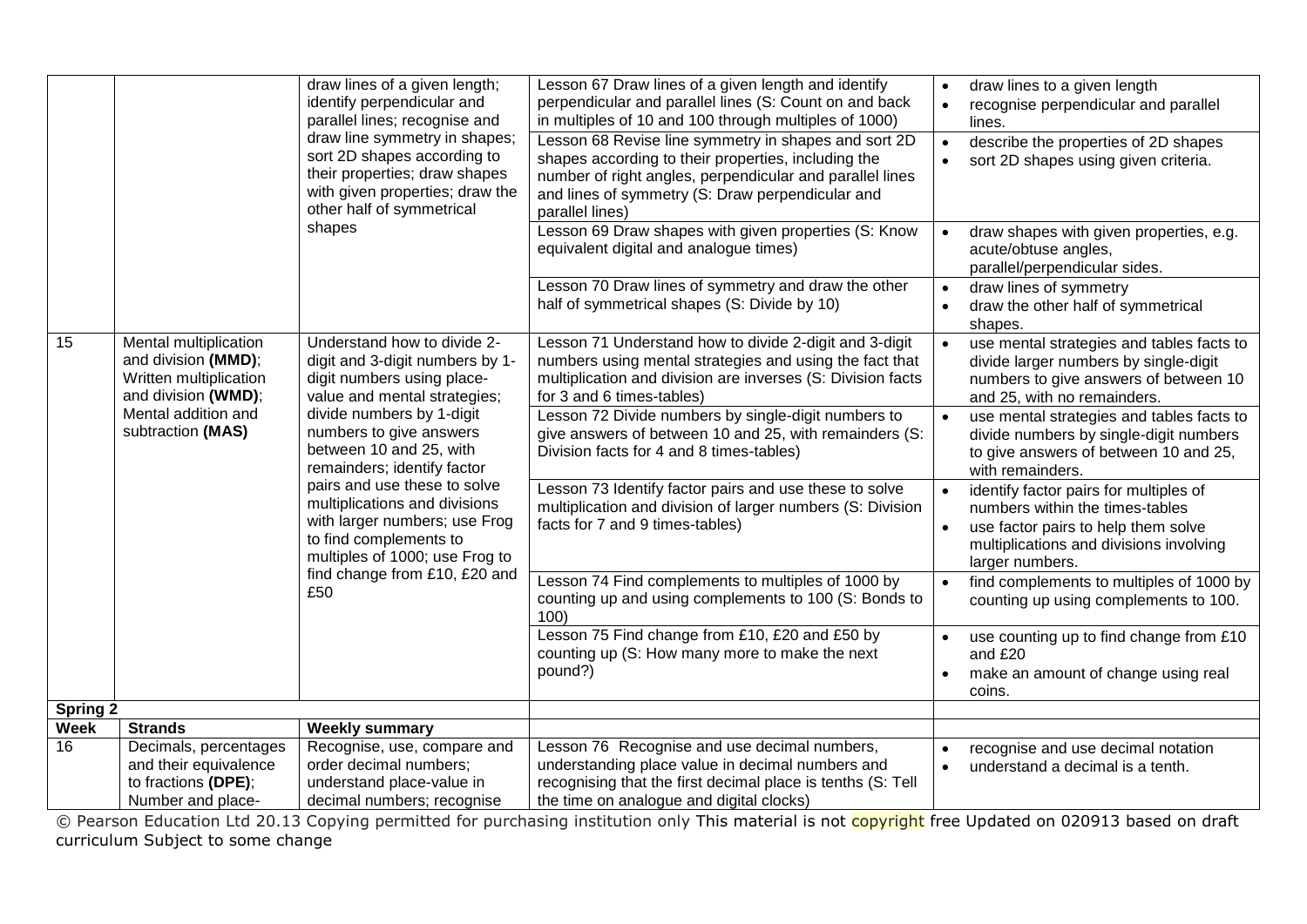| | | | | |
|---|---|---|---|---|
| | | draw lines of a given length; identify perpendicular and parallel lines; recognise and draw line symmetry in shapes; sort 2D shapes according to their properties; draw shapes with given properties; draw the other half of symmetrical shapes | Lesson 67 Draw lines of a given length and identify perpendicular and parallel lines (S: Count on and back in multiples of 10 and 100 through multiples of 1000) | • draw lines to a given length<br>• recognise perpendicular and parallel lines. |
| | | | Lesson 68 Revise line symmetry in shapes and sort 2D shapes according to their properties, including the number of right angles, perpendicular and parallel lines and lines of symmetry (S: Draw perpendicular and parallel lines) | • describe the properties of 2D shapes<br>• sort 2D shapes using given criteria. |
| | | | Lesson 69 Draw shapes with given properties (S: Know equivalent digital and analogue times) | • draw shapes with given properties, e.g. acute/obtuse angles, parallel/perpendicular sides. |
| | | | Lesson 70 Draw lines of symmetry and draw the other half of symmetrical shapes (S: Divide by 10) | • draw lines of symmetry<br>• draw the other half of symmetrical shapes. |
| 15 | Mental multiplication and division **(MMD)**; Written multiplication and division **(WMD)**; Mental addition and subtraction **(MAS)** | Understand how to divide 2-digit and 3-digit numbers by 1-digit numbers using place-value and mental strategies; divide numbers by 1-digit numbers to give answers between 10 and 25, with remainders; identify factor pairs and use these to solve multiplications and divisions with larger numbers; use Frog to find complements to multiples of 1000; use Frog to find change from £10, £20 and £50 | Lesson 71 Understand how to divide 2-digit and 3-digit numbers using mental strategies and using the fact that multiplication and division are inverses (S: Division facts for 3 and 6 times-tables) | • use mental strategies and tables facts to divide larger numbers by single-digit numbers to give answers of between 10 and 25, with no remainders. |
| | | | Lesson 72 Divide numbers by single-digit numbers to give answers of between 10 and 25, with remainders (S: Division facts for 4 and 8 times-tables) | • use mental strategies and tables facts to divide numbers by single-digit numbers to give answers of between 10 and 25, with remainders. |
| | | | Lesson 73 Identify factor pairs and use these to solve multiplication and division of larger numbers (S: Division facts for 7 and 9 times-tables) | • identify factor pairs for multiples of numbers within the times-tables<br>• use factor pairs to help them solve multiplications and divisions involving larger numbers. |
| | | | Lesson 74 Find complements to multiples of 1000 by counting up and using complements to 100 (S: Bonds to 100) | • find complements to multiples of 1000 by counting up using complements to 100. |
| | | | Lesson 75 Find change from £10, £20 and £50 by counting up (S: How many more to make the next pound?) | • use counting up to find change from £10 and £20<br>• make an amount of change using real coins. |
| **Spring 2** | | | | |
| **Week** | **Strands** | **Weekly summary** | | |
| 16 | Decimals, percentages and their equivalence to fractions **(DPE)**; Number and place- | Recognise, use, compare and order decimal numbers; understand place-value in decimal numbers; recognise | Lesson 76 Recognise and use decimal numbers, understanding place value in decimal numbers and recognising that the first decimal place is tenths (S: Tell the time on analogue and digital clocks) | • recognise and use decimal notation<br>• understand a decimal is a tenth. |

© Pearson Education Ltd 20.13 Copying permitted for purchasing institution only This material is not copyright free Updated on 020913 based on draft curriculum Subject to some change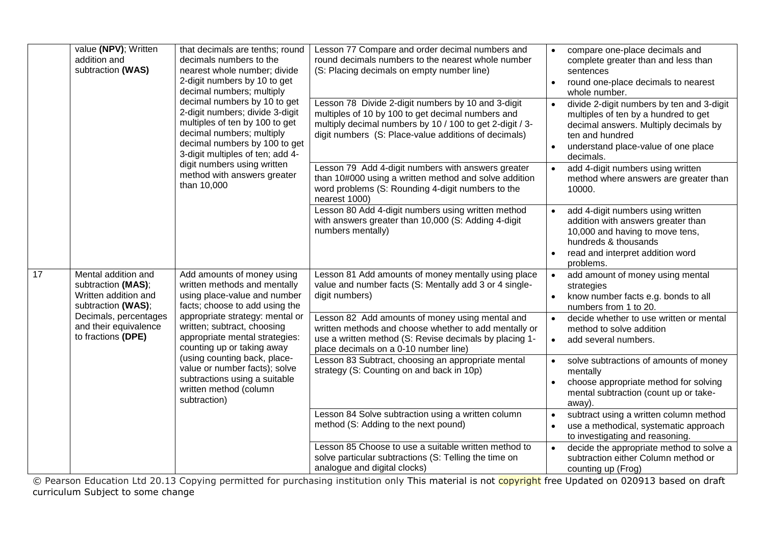| | | | | |
|---|---|---|---|---|
| | value **(NPV)**; Written addition and subtraction **(WAS)** | that decimals are tenths; round decimals numbers to the nearest whole number; divide 2-digit numbers by 10 to get decimal numbers; multiply decimal numbers by 10 to get 2-digit numbers; divide 3-digit multiples of ten by 100 to get decimal numbers; multiply decimal numbers by 100 to get 3-digit multiples of ten; add 4-digit numbers using written method with answers greater than 10,000 | Lesson 77 Compare and order decimal numbers and round decimals numbers to the nearest whole number (S: Placing decimals on empty number line) | • compare one-place decimals and complete greater than and less than sentences<br>• round one-place decimals to nearest whole number. |
| | | | Lesson 78 Divide 2-digit numbers by 10 and 3-digit multiples of 10 by 100 to get decimal numbers and multiply decimal numbers by 10 / 100 to get 2-digit / 3-digit numbers (S: Place-value additions of decimals) | • divide 2-digit numbers by ten and 3-digit multiples of ten by a hundred to get decimal answers. Multiply decimals by ten and hundred<br>• understand place-value of one place decimals. |
| | | | Lesson 79 Add 4-digit numbers with answers greater than 10#000 using a written method and solve addition word problems (S: Rounding 4-digit numbers to the nearest 1000) | • add 4-digit numbers using written method where answers are greater than 10000. |
| | | | Lesson 80 Add 4-digit numbers using written method with answers greater than 10,000 (S: Adding 4-digit numbers mentally) | • add 4-digit numbers using written addition with answers greater than 10,000 and having to move tens, hundreds & thousands<br>• read and interpret addition word problems. |
| 17 | Mental addition and subtraction **(MAS)**; Written addition and subtraction **(WAS)**; Decimals, percentages and their equivalence to fractions **(DPE)** | Add amounts of money using written methods and mentally using place-value and number facts; choose to add using the appropriate strategy: mental or written; subtract, choosing appropriate mental strategies: counting up or taking away (using counting back, place-value or number facts); solve subtractions using a suitable written method (column subtraction) | Lesson 81 Add amounts of money mentally using place value and number facts (S: Mentally add 3 or 4 single-digit numbers) | • add amount of money using mental strategies<br>• know number facts e.g. bonds to all numbers from 1 to 20. |
| | | | Lesson 82 Add amounts of money using mental and written methods and choose whether to add mentally or use a written method (S: Revise decimals by placing 1-place decimals on a 0-10 number line) | • decide whether to use written or mental method to solve addition<br>• add several numbers. |
| | | | Lesson 83 Subtract, choosing an appropriate mental strategy (S: Counting on and back in 10p) | • solve subtractions of amounts of money mentally<br>• choose appropriate method for solving mental subtraction (count up or take-away). |
| | | | Lesson 84 Solve subtraction using a written column method (S: Adding to the next pound) | • subtract using a written column method<br>• use a methodical, systematic approach to investigating and reasoning. |
| | | | Lesson 85 Choose to use a suitable written method to solve particular subtractions (S: Telling the time on analogue and digital clocks) | • decide the appropriate method to solve a subtraction either Column method or counting up (Frog) |

© Pearson Education Ltd 20.13 Copying permitted for purchasing institution only This material is not copyright free Updated on 020913 based on draft curriculum Subject to some change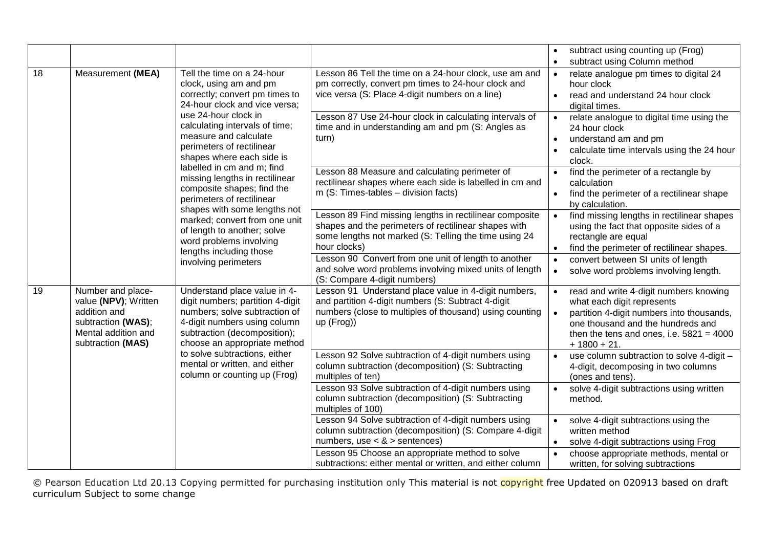| | | | | |
|---|---|---|---|---|
| | | | | • subtract using counting up (Frog)<br>• subtract using Column method |
| 18 | Measurement **(MEA)** | Tell the time on a 24-hour clock, using am and pm correctly; convert pm times to 24-hour clock and vice versa; use 24-hour clock in calculating intervals of time; measure and calculate perimeters of rectilinear shapes where each side is labelled in cm and m; find missing lengths in rectilinear composite shapes; find the perimeters of rectilinear shapes with some lengths not marked; convert from one unit of length to another; solve word problems involving lengths including those involving perimeters | Lesson 86 Tell the time on a 24-hour clock, use am and pm correctly, convert pm times to 24-hour clock and vice versa (S: Place 4-digit numbers on a line) | • relate analogue pm times to digital 24 hour clock<br>• read and understand 24 hour clock digital times. |
| | | | Lesson 87 Use 24-hour clock in calculating intervals of time and in understanding am and pm (S: Angles as turn) | • relate analogue to digital time using the 24 hour clock<br>• understand am and pm<br>• calculate time intervals using the 24 hour clock. |
| | | | Lesson 88 Measure and calculating perimeter of rectilinear shapes where each side is labelled in cm and m (S: Times-tables – division facts) | • find the perimeter of a rectangle by calculation<br>• find the perimeter of a rectilinear shape by calculation. |
| | | | Lesson 89 Find missing lengths in rectilinear composite shapes and the perimeters of rectilinear shapes with some lengths not marked (S: Telling the time using 24 hour clocks) | • find missing lengths in rectilinear shapes using the fact that opposite sides of a rectangle are equal<br>• find the perimeter of rectilinear shapes. |
| | | | Lesson 90 Convert from one unit of length to another and solve word problems involving mixed units of length (S: Compare 4-digit numbers) | • convert between SI units of length<br>• solve word problems involving length. |
| 19 | Number and place-value **(NPV)**; Written addition and subtraction **(WAS)**; Mental addition and subtraction **(MAS)** | Understand place value in 4-digit numbers; partition 4-digit numbers; solve subtraction of 4-digit numbers using column subtraction (decomposition); choose an appropriate method to solve subtractions, either mental or written, and either column or counting up (Frog) | Lesson 91 Understand place value in 4-digit numbers, and partition 4-digit numbers (S: Subtract 4-digit numbers (close to multiples of thousand) using counting up (Frog)) | • read and write 4-digit numbers knowing what each digit represents<br>• partition 4-digit numbers into thousands, one thousand and the hundreds and then the tens and ones, i.e. 5821 = 4000 + 1800 + 21. |
| | | | Lesson 92 Solve subtraction of 4-digit numbers using column subtraction (decomposition) (S: Subtracting multiples of ten) | • use column subtraction to solve 4-digit – 4-digit, decomposing in two columns (ones and tens). |
| | | | Lesson 93 Solve subtraction of 4-digit numbers using column subtraction (decomposition) (S: Subtracting multiples of 100) | • solve 4-digit subtractions using written method. |
| | | | Lesson 94 Solve subtraction of 4-digit numbers using column subtraction (decomposition) (S: Compare 4-digit numbers, use < & > sentences) | • solve 4-digit subtractions using the written method<br>• solve 4-digit subtractions using Frog |
| | | | Lesson 95 Choose an appropriate method to solve subtractions: either mental or written, and either column | • choose appropriate methods, mental or written, for solving subtractions |

© Pearson Education Ltd 20.13 Copying permitted for purchasing institution only This material is not copyright free Updated on 020913 based on draft curriculum Subject to some change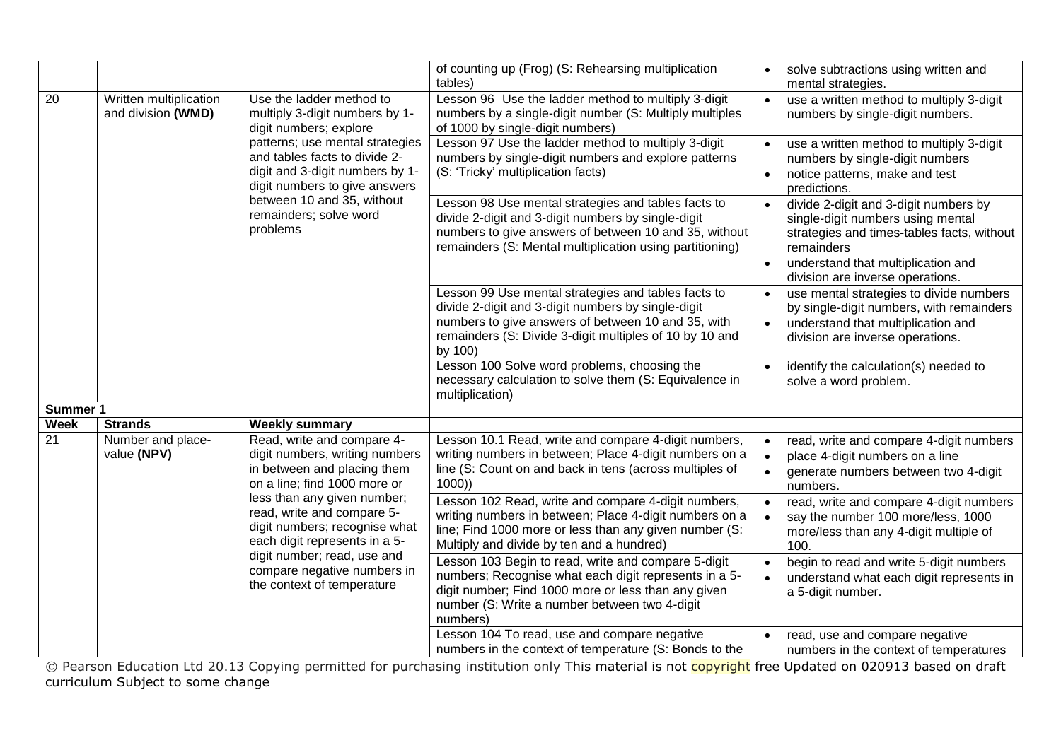| Week | Strands | Weekly summary | | |
|---|---|---|---|---|
| | | | of counting up (Frog) (S: Rehearsing multiplication tables) | • solve subtractions using written and mental strategies. |
| 20 | Written multiplication and division **(WMD)** | Use the ladder method to multiply 3-digit numbers by 1-digit numbers; explore patterns; use mental strategies and tables facts to divide 2-digit and 3-digit numbers by 1-digit numbers to give answers between 10 and 35, without remainders; solve word problems | Lesson 96 Use the ladder method to multiply 3-digit numbers by a single-digit number (S: Multiply multiples of 1000 by single-digit numbers) | • use a written method to multiply 3-digit numbers by single-digit numbers. |
| | | | Lesson 97 Use the ladder method to multiply 3-digit numbers by single-digit numbers and explore patterns (S: 'Tricky' multiplication facts) | • use a written method to multiply 3-digit numbers by single-digit numbers<br>• notice patterns, make and test predictions. |
| | | | Lesson 98 Use mental strategies and tables facts to divide 2-digit and 3-digit numbers by single-digit numbers to give answers of between 10 and 35, without remainders (S: Mental multiplication using partitioning) | • divide 2-digit and 3-digit numbers by single-digit numbers using mental strategies and times-tables facts, without remainders<br>• understand that multiplication and division are inverse operations. |
| | | | Lesson 99 Use mental strategies and tables facts to divide 2-digit and 3-digit numbers by single-digit numbers to give answers of between 10 and 35, with remainders (S: Divide 3-digit multiples of 10 by 10 and by 100) | • use mental strategies to divide numbers by single-digit numbers, with remainders<br>• understand that multiplication and division are inverse operations. |
| | | | Lesson 100 Solve word problems, choosing the necessary calculation to solve them (S: Equivalence in multiplication) | • identify the calculation(s) needed to solve a word problem. |
| **Summer 1** | | | | |
| **Week** | **Strands** | **Weekly summary** | | |
| 21 | Number and place-value **(NPV)** | Read, write and compare 4-digit numbers, writing numbers in between and placing them on a line; find 1000 more or less than any given number; read, write and compare 5-digit numbers; recognise what each digit represents in a 5-digit number; read, use and compare negative numbers in the context of temperature | Lesson 10.1 Read, write and compare 4-digit numbers, writing numbers in between; Place 4-digit numbers on a line (S: Count on and back in tens (across multiples of 1000)) | • read, write and compare 4-digit numbers<br>• place 4-digit numbers on a line<br>• generate numbers between two 4-digit numbers. |
| | | | Lesson 102 Read, write and compare 4-digit numbers, writing numbers in between; Place 4-digit numbers on a line; Find 1000 more or less than any given number (S: Multiply and divide by ten and a hundred) | • read, write and compare 4-digit numbers<br>• say the number 100 more/less, 1000 more/less than any 4-digit multiple of 100. |
| | | | Lesson 103 Begin to read, write and compare 5-digit numbers; Recognise what each digit represents in a 5-digit number; Find 1000 more or less than any given number (S: Write a number between two 4-digit numbers) | • begin to read and write 5-digit numbers<br>• understand what each digit represents in a 5-digit number. |
| | | | Lesson 104 To read, use and compare negative numbers in the context of temperature (S: Bonds to the | • read, use and compare negative numbers in the context of temperatures |

© Pearson Education Ltd 20.13 Copying permitted for purchasing institution only This material is not copyright free Updated on 020913 based on draft curriculum Subject to some change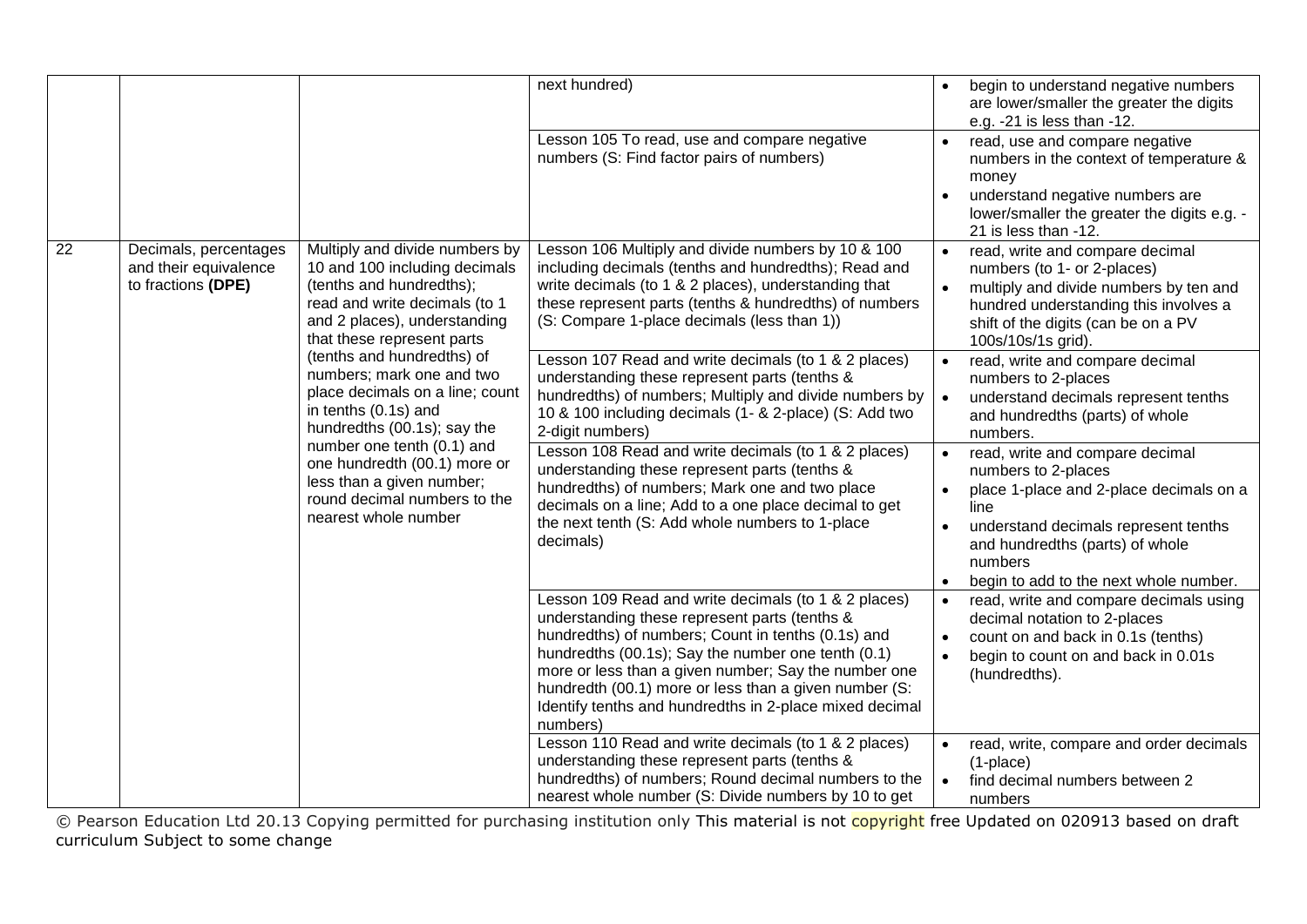| | | | | |
|---|---|---|---|---|
| | | | next hundred) | • begin to understand negative numbers are lower/smaller the greater the digits e.g. -21 is less than -12. |
| | | | Lesson 105 To read, use and compare negative numbers (S: Find factor pairs of numbers) | • read, use and compare negative numbers in the context of temperature & money<br>• understand negative numbers are lower/smaller the greater the digits e.g. -21 is less than -12. |
| 22 | Decimals, percentages and their equivalence to fractions **(DPE)** | Multiply and divide numbers by 10 and 100 including decimals (tenths and hundredths); read and write decimals (to 1 and 2 places), understanding that these represent parts (tenths and hundredths) of numbers; mark one and two place decimals on a line; count in tenths (0.1s) and hundredths (00.1s); say the number one tenth (0.1) and one hundredth (00.1) more or less than a given number; round decimal numbers to the nearest whole number | Lesson 106 Multiply and divide numbers by 10 & 100 including decimals (tenths and hundredths); Read and write decimals (to 1 & 2 places), understanding that these represent parts (tenths & hundredths) of numbers (S: Compare 1-place decimals (less than 1)) | • read, write and compare decimal numbers (to 1- or 2-places)<br>• multiply and divide numbers by ten and hundred understanding this involves a shift of the digits (can be on a PV 100s/10s/1s grid). |
| | | | Lesson 107 Read and write decimals (to 1 & 2 places) understanding these represent parts (tenths & hundredths) of numbers; Multiply and divide numbers by 10 & 100 including decimals (1- & 2-place) (S: Add two 2-digit numbers) | • read, write and compare decimal numbers to 2-places<br>• understand decimals represent tenths and hundredths (parts) of whole numbers. |
| | | | Lesson 108 Read and write decimals (to 1 & 2 places) understanding these represent parts (tenths & hundredths) of numbers; Mark one and two place decimals on a line; Add to a one place decimal to get the next tenth (S: Add whole numbers to 1-place decimals) | • read, write and compare decimal numbers to 2-places<br>• place 1-place and 2-place decimals on a line<br>• understand decimals represent tenths and hundredths (parts) of whole numbers<br>• begin to add to the next whole number. |
| | | | Lesson 109 Read and write decimals (to 1 & 2 places) understanding these represent parts (tenths & hundredths) of numbers; Count in tenths (0.1s) and hundredths (00.1s); Say the number one tenth (0.1) more or less than a given number; Say the number one hundredth (00.1) more or less than a given number (S: Identify tenths and hundredths in 2-place mixed decimal numbers) | • read, write and compare decimals using decimal notation to 2-places<br>• count on and back in 0.1s (tenths)<br>• begin to count on and back in 0.01s (hundredths). |
| | | | Lesson 110 Read and write decimals (to 1 & 2 places) understanding these represent parts (tenths & hundredths) of numbers; Round decimal numbers to the nearest whole number (S: Divide numbers by 10 to get | • read, write, compare and order decimals (1-place)<br>• find decimal numbers between 2 numbers |

© Pearson Education Ltd 20.13 Copying permitted for purchasing institution only This material is not copyright free Updated on 020913 based on draft curriculum Subject to some change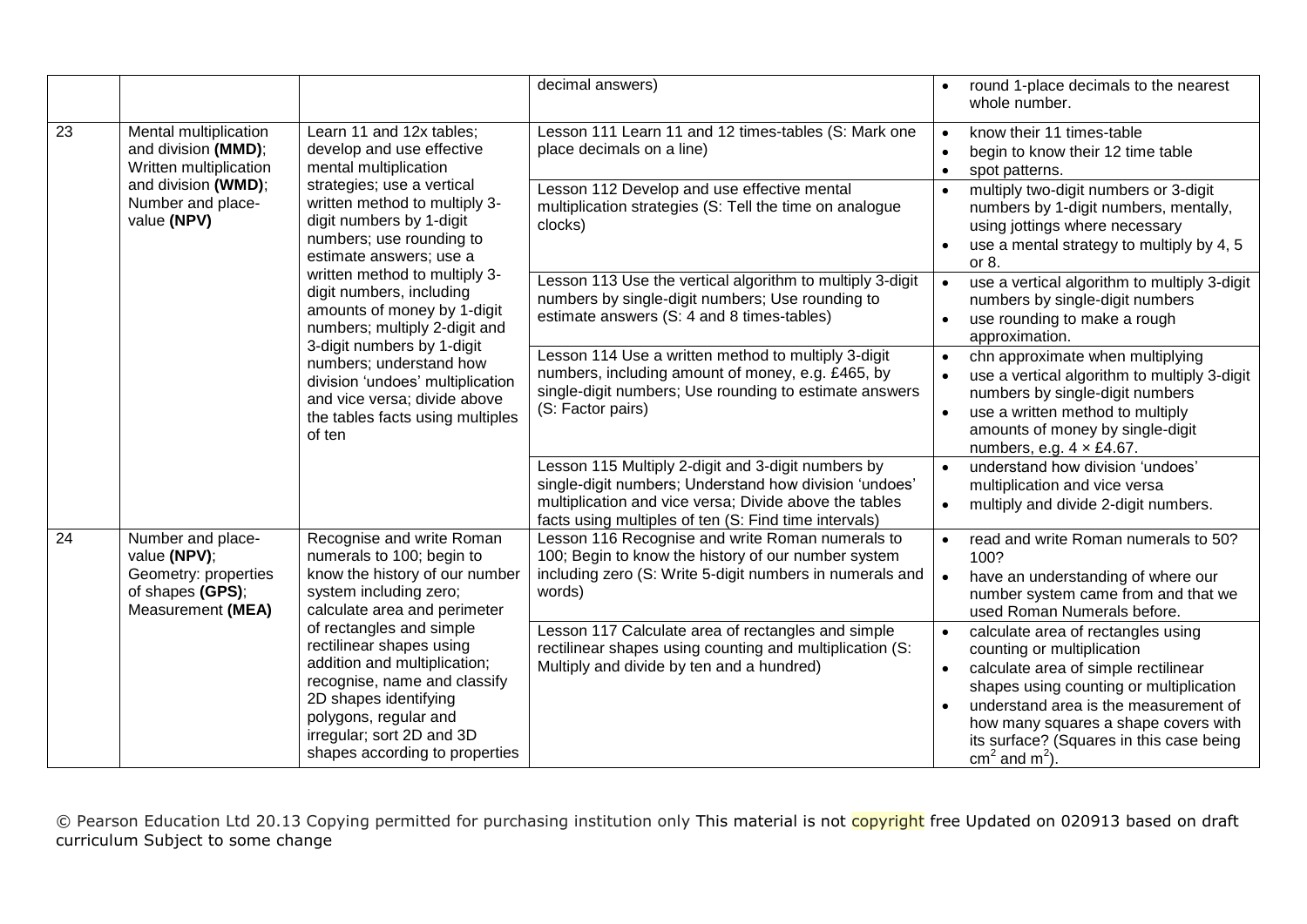| | | | decimal answers) | • round 1-place decimals to the nearest whole number. |
|---|---|---|---|---|
| 23 | Mental multiplication and division **(MMD)**; Written multiplication and division **(WMD)**; Number and place-value **(NPV)** | Learn 11 and 12x tables; develop and use effective mental multiplication strategies; use a vertical written method to multiply 3-digit numbers by 1-digit numbers; use rounding to estimate answers; use a written method to multiply 3-digit numbers, including amounts of money by 1-digit numbers; multiply 2-digit and 3-digit numbers by 1-digit numbers; understand how division 'undoes' multiplication and vice versa; divide above the tables facts using multiples of ten | Lesson 111 Learn 11 and 12 times-tables (S: Mark one place decimals on a line) | • know their 11 times-table<br>• begin to know their 12 time table<br>• spot patterns. |
| | | | Lesson 112 Develop and use effective mental multiplication strategies (S: Tell the time on analogue clocks) | • multiply two-digit numbers or 3-digit numbers by 1-digit numbers, mentally, using jottings where necessary<br>• use a mental strategy to multiply by 4, 5 or 8. |
| | | | Lesson 113 Use the vertical algorithm to multiply 3-digit numbers by single-digit numbers; Use rounding to estimate answers (S: 4 and 8 times-tables) | • use a vertical algorithm to multiply 3-digit numbers by single-digit numbers<br>• use rounding to make a rough approximation. |
| | | | Lesson 114 Use a written method to multiply 3-digit numbers, including amount of money, e.g. £465, by single-digit numbers; Use rounding to estimate answers (S: Factor pairs) | • chn approximate when multiplying<br>• use a vertical algorithm to multiply 3-digit numbers by single-digit numbers<br>• use a written method to multiply amounts of money by single-digit numbers, e.g. 4 × £4.67. |
| | | | Lesson 115 Multiply 2-digit and 3-digit numbers by single-digit numbers; Understand how division 'undoes' multiplication and vice versa; Divide above the tables facts using multiples of ten (S: Find time intervals) | • understand how division 'undoes' multiplication and vice versa<br>• multiply and divide 2-digit numbers. |
| 24 | Number and place-value **(NPV)**; Geometry: properties of shapes **(GPS)**; Measurement **(MEA)** | Recognise and write Roman numerals to 100; begin to know the history of our number system including zero; calculate area and perimeter of rectangles and simple rectilinear shapes using addition and multiplication; recognise, name and classify 2D shapes identifying polygons, regular and irregular; sort 2D and 3D shapes according to properties | Lesson 116 Recognise and write Roman numerals to 100; Begin to know the history of our number system including zero (S: Write 5-digit numbers in numerals and words) | • read and write Roman numerals to 50? 100?<br>• have an understanding of where our number system came from and that we used Roman Numerals before. |
| | | | Lesson 117 Calculate area of rectangles and simple rectilinear shapes using counting and multiplication (S: Multiply and divide by ten and a hundred) | • calculate area of rectangles using counting or multiplication<br>• calculate area of simple rectilinear shapes using counting or multiplication<br>• understand area is the measurement of how many squares a shape covers with its surface? (Squares in this case being $cm^2$ and $m^2$). |

© Pearson Education Ltd 20.13 Copying permitted for purchasing institution only This material is not copyright free Updated on 020913 based on draft curriculum Subject to some change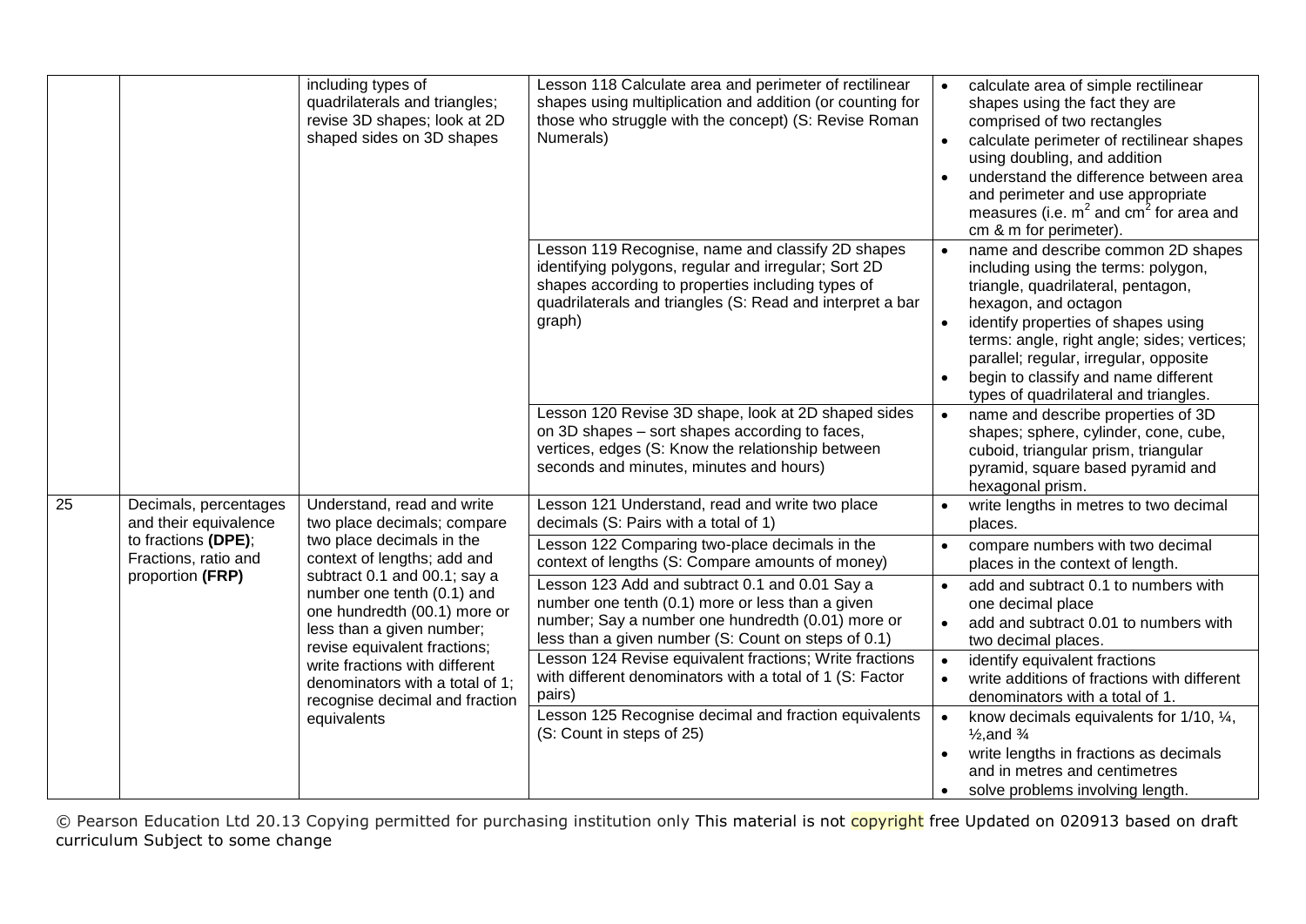| | | | | |
|---|---|---|---|---|
| | | including types of quadrilaterals and triangles; revise 3D shapes; look at 2D shaped sides on 3D shapes | Lesson 118 Calculate area and perimeter of rectilinear shapes using multiplication and addition (or counting for those who struggle with the concept) (S: Revise Roman Numerals) | • calculate area of simple rectilinear shapes using the fact they are comprised of two rectangles<br>• calculate perimeter of rectilinear shapes using doubling, and addition<br>• understand the difference between area and perimeter and use appropriate measures (i.e. $m^2$ and $cm^2$ for area and cm & m for perimeter). |
| | | | Lesson 119 Recognise, name and classify 2D shapes identifying polygons, regular and irregular; Sort 2D shapes according to properties including types of quadrilaterals and triangles (S: Read and interpret a bar graph) | • name and describe common 2D shapes including using the terms: polygon, triangle, quadrilateral, pentagon, hexagon, and octagon<br>• identify properties of shapes using terms: angle, right angle; sides; vertices; parallel; regular, irregular, opposite<br>• begin to classify and name different types of quadrilateral and triangles. |
| | | | Lesson 120 Revise 3D shape, look at 2D shaped sides on 3D shapes – sort shapes according to faces, vertices, edges (S: Know the relationship between seconds and minutes, minutes and hours) | • name and describe properties of 3D shapes; sphere, cylinder, cone, cube, cuboid, triangular prism, triangular pyramid, square based pyramid and hexagonal prism. |
| 25 | Decimals, percentages and their equivalence to fractions **(DPE)**; Fractions, ratio and proportion **(FRP)** | Understand, read and write two place decimals; compare two place decimals in the context of lengths; add and subtract 0.1 and 00.1; say a number one tenth (0.1) and one hundredth (00.1) more or less than a given number; revise equivalent fractions; write fractions with different denominators with a total of 1; recognise decimal and fraction equivalents | Lesson 121 Understand, read and write two place decimals (S: Pairs with a total of 1) | • write lengths in metres to two decimal places. |
| | | | Lesson 122 Comparing two-place decimals in the context of lengths (S: Compare amounts of money) | • compare numbers with two decimal places in the context of length. |
| | | | Lesson 123 Add and subtract 0.1 and 0.01 Say a number one tenth (0.1) more or less than a given number; Say a number one hundredth (0.01) more or less than a given number (S: Count on steps of 0.1) | • add and subtract 0.1 to numbers with one decimal place<br>• add and subtract 0.01 to numbers with two decimal places. |
| | | | Lesson 124 Revise equivalent fractions; Write fractions with different denominators with a total of 1 (S: Factor pairs) | • identify equivalent fractions<br>• write additions of fractions with different denominators with a total of 1. |
| | | | Lesson 125 Recognise decimal and fraction equivalents (S: Count in steps of 25) | • know decimals equivalents for 1/10, ¼, ½,and ¾<br>• write lengths in fractions as decimals and in metres and centimetres<br>• solve problems involving length. |

© Pearson Education Ltd 20.13 Copying permitted for purchasing institution only This material is not copyright free Updated on 020913 based on draft curriculum Subject to some change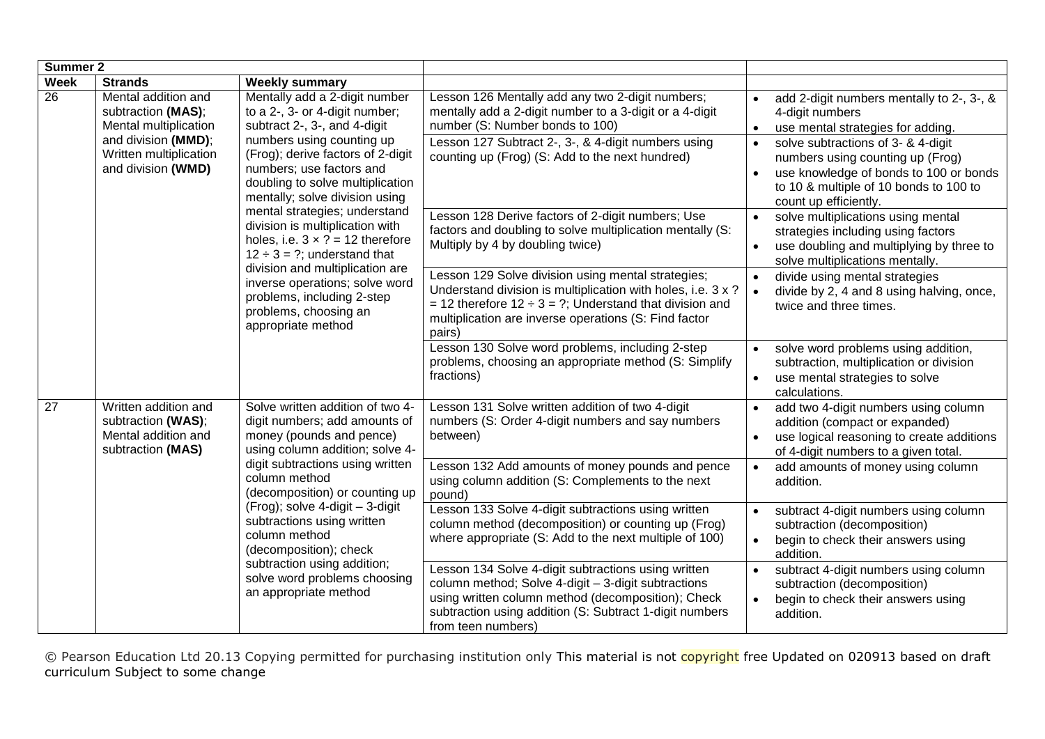| Summer 2 | | | | |
|---|---|---|---|---|
| **Week** | **Strands** | **Weekly summary** | | |
| 26 | Mental addition and subtraction **(MAS)**; Mental multiplication and division **(MMD)**; Written multiplication and division **(WMD)** | Mentally add a 2-digit number to a 2-, 3- or 4-digit number; subtract 2-, 3-, and 4-digit numbers using counting up (Frog); derive factors of 2-digit numbers; use factors and doubling to solve multiplication mentally; solve division using mental strategies; understand division is multiplication with holes, i.e. $3 \times ? = 12$ therefore $12 \div 3 = ?$; understand that division and multiplication are inverse operations; solve word problems, including 2-step problems, choosing an appropriate method | Lesson 126 Mentally add any two 2-digit numbers; mentally add a 2-digit number to a 3-digit or a 4-digit number (S: Number bonds to 100) | • add 2-digit numbers mentally to 2-, 3-, & 4-digit numbers<br>• use mental strategies for adding. |
| | | | Lesson 127 Subtract 2-, 3-, & 4-digit numbers using counting up (Frog) (S: Add to the next hundred) | • solve subtractions of 3- & 4-digit numbers using counting up (Frog)<br>• use knowledge of bonds to 100 or bonds to 10 & multiple of 10 bonds to 100 to count up efficiently. |
| | | | Lesson 128 Derive factors of 2-digit numbers; Use factors and doubling to solve multiplication mentally (S: Multiply by 4 by doubling twice) | • solve multiplications using mental strategies including using factors<br>• use doubling and multiplying by three to solve multiplications mentally. |
| | | | Lesson 129 Solve division using mental strategies; Understand division is multiplication with holes, i.e. $3 \times ? = 12$ therefore $12 \div 3 = ?$; Understand that division and multiplication are inverse operations (S: Find factor pairs) | • divide using mental strategies<br>• divide by 2, 4 and 8 using halving, once, twice and three times. |
| | | | Lesson 130 Solve word problems, including 2-step problems, choosing an appropriate method (S: Simplify fractions) | • solve word problems using addition, subtraction, multiplication or division<br>• use mental strategies to solve calculations. |
| 27 | Written addition and subtraction **(WAS)**; Mental addition and subtraction **(MAS)** | Solve written addition of two 4-digit numbers; add amounts of money (pounds and pence) using column addition; solve 4-digit subtractions using written column method (decomposition) or counting up (Frog); solve 4-digit – 3-digit subtractions using written column method (decomposition); check subtraction using addition; solve word problems choosing an appropriate method | Lesson 131 Solve written addition of two 4-digit numbers (S: Order 4-digit numbers and say numbers between) | • add two 4-digit numbers using column addition (compact or expanded)<br>• use logical reasoning to create additions of 4-digit numbers to a given total. |
| | | | Lesson 132 Add amounts of money pounds and pence using column addition (S: Complements to the next pound) | • add amounts of money using column addition. |
| | | | Lesson 133 Solve 4-digit subtractions using written column method (decomposition) or counting up (Frog) where appropriate (S: Add to the next multiple of 100) | • subtract 4-digit numbers using column subtraction (decomposition)<br>• begin to check their answers using addition. |
| | | | Lesson 134 Solve 4-digit subtractions using written column method; Solve 4-digit – 3-digit subtractions using written column method (decomposition); Check subtraction using addition (S: Subtract 1-digit numbers from teen numbers) | • subtract 4-digit numbers using column subtraction (decomposition)<br>• begin to check their answers using addition. |

© Pearson Education Ltd 20.13 Copying permitted for purchasing institution only This material is not copyright free Updated on 020913 based on draft curriculum Subject to some change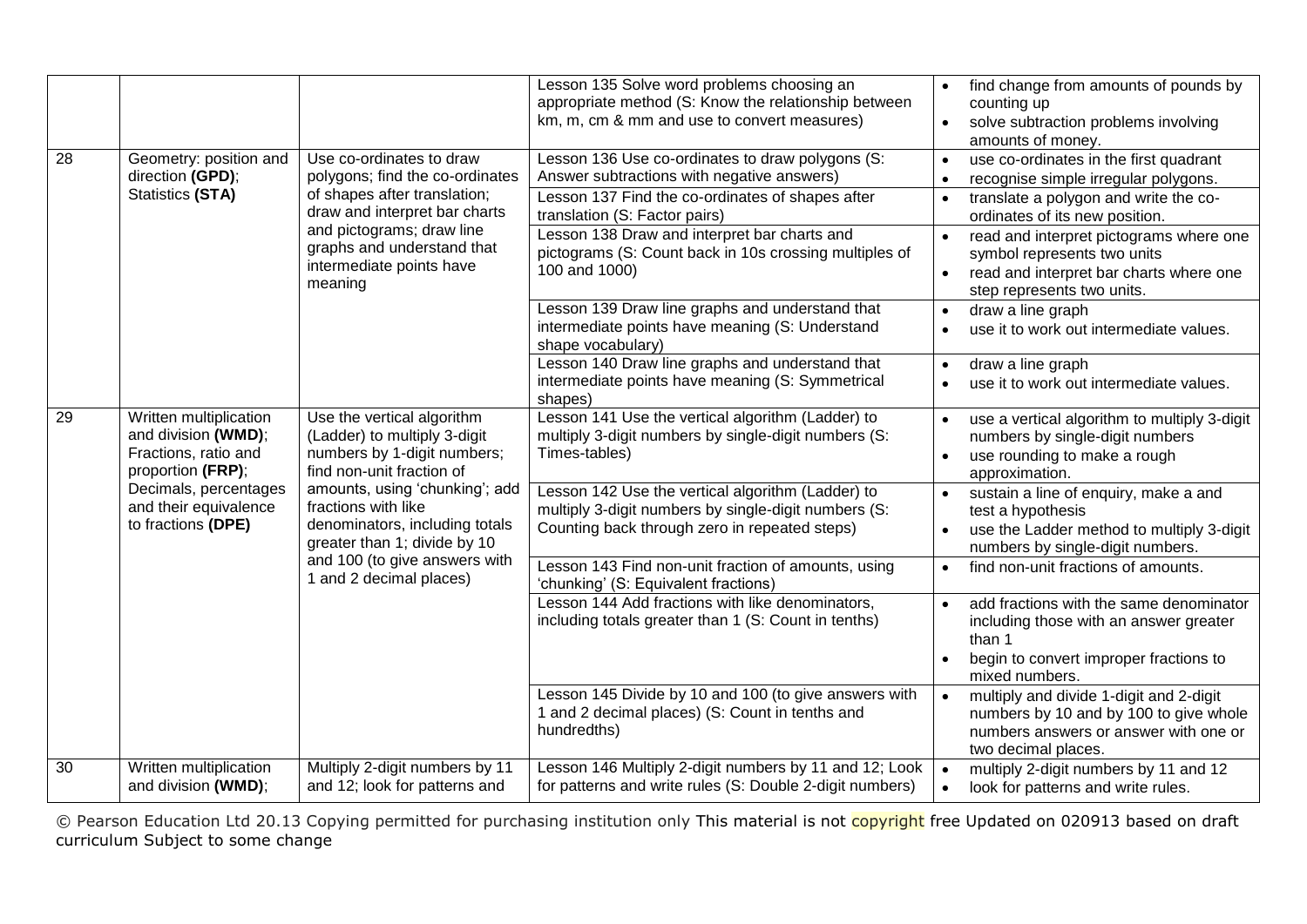| | | | | |
|---|---|---|---|---|
| | | | Lesson 135 Solve word problems choosing an appropriate method (S: Know the relationship between km, m, cm & mm and use to convert measures) | • find change from amounts of pounds by counting up<br>• solve subtraction problems involving amounts of money. |
| 28 | Geometry: position and direction **(GPD)**; Statistics **(STA)** | Use co-ordinates to draw polygons; find the co-ordinates of shapes after translation; draw and interpret bar charts and pictograms; draw line graphs and understand that intermediate points have meaning | Lesson 136 Use co-ordinates to draw polygons (S: Answer subtractions with negative answers) | • use co-ordinates in the first quadrant<br>• recognise simple irregular polygons. |
| | | | Lesson 137 Find the co-ordinates of shapes after translation (S: Factor pairs) | • translate a polygon and write the co-ordinates of its new position. |
| | | | Lesson 138 Draw and interpret bar charts and pictograms (S: Count back in 10s crossing multiples of 100 and 1000) | • read and interpret pictograms where one symbol represents two units<br>• read and interpret bar charts where one step represents two units. |
| | | | Lesson 139 Draw line graphs and understand that intermediate points have meaning (S: Understand shape vocabulary) | • draw a line graph<br>• use it to work out intermediate values. |
| | | | Lesson 140 Draw line graphs and understand that intermediate points have meaning (S: Symmetrical shapes) | • draw a line graph<br>• use it to work out intermediate values. |
| 29 | Written multiplication and division **(WMD)**; Fractions, ratio and proportion **(FRP)**; Decimals, percentages and their equivalence to fractions **(DPE)** | Use the vertical algorithm (Ladder) to multiply 3-digit numbers by 1-digit numbers; find non-unit fraction of amounts, using 'chunking'; add fractions with like denominators, including totals greater than 1; divide by 10 and 100 (to give answers with 1 and 2 decimal places) | Lesson 141 Use the vertical algorithm (Ladder) to multiply 3-digit numbers by single-digit numbers (S: Times-tables) | • use a vertical algorithm to multiply 3-digit numbers by single-digit numbers<br>• use rounding to make a rough approximation. |
| | | | Lesson 142 Use the vertical algorithm (Ladder) to multiply 3-digit numbers by single-digit numbers (S: Counting back through zero in repeated steps) | • sustain a line of enquiry, make a and test a hypothesis<br>• use the Ladder method to multiply 3-digit numbers by single-digit numbers. |
| | | | Lesson 143 Find non-unit fraction of amounts, using 'chunking' (S: Equivalent fractions) | • find non-unit fractions of amounts. |
| | | | Lesson 144 Add fractions with like denominators, including totals greater than 1 (S: Count in tenths) | • add fractions with the same denominator including those with an answer greater than 1<br>• begin to convert improper fractions to mixed numbers. |
| | | | Lesson 145 Divide by 10 and 100 (to give answers with 1 and 2 decimal places) (S: Count in tenths and hundredths) | • multiply and divide 1-digit and 2-digit numbers by 10 and by 100 to give whole numbers answers or answer with one or two decimal places. |
| 30 | Written multiplication and division **(WMD)**; | Multiply 2-digit numbers by 11 and 12; look for patterns and | Lesson 146 Multiply 2-digit numbers by 11 and 12; Look for patterns and write rules (S: Double 2-digit numbers) | • multiply 2-digit numbers by 11 and 12<br>• look for patterns and write rules. |

© Pearson Education Ltd 20.13 Copying permitted for purchasing institution only This material is not copyright free Updated on 020913 based on draft curriculum Subject to some change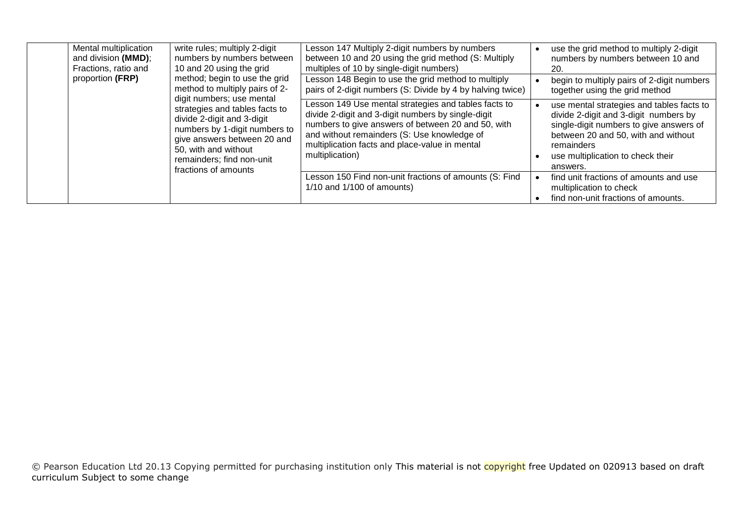| | | | | |
|---|---|---|---|---|
| | Mental multiplication and division **(MMD)**; Fractions, ratio and proportion **(FRP)** | write rules; multiply 2-digit numbers by numbers between 10 and 20 using the grid method; begin to use the grid method to multiply pairs of 2-digit numbers; use mental strategies and tables facts to divide 2-digit and 3-digit numbers by 1-digit numbers to give answers between 20 and 50, with and without remainders; find non-unit fractions of amounts | Lesson 147 Multiply 2-digit numbers by numbers between 10 and 20 using the grid method (S: Multiply multiples of 10 by single-digit numbers) | • use the grid method to multiply 2-digit numbers by numbers between 10 and 20. |
| | | | Lesson 148 Begin to use the grid method to multiply pairs of 2-digit numbers (S: Divide by 4 by halving twice) | • begin to multiply pairs of 2-digit numbers together using the grid method |
| | | | Lesson 149 Use mental strategies and tables facts to divide 2-digit and 3-digit numbers by single-digit numbers to give answers of between 20 and 50, with and without remainders (S: Use knowledge of multiplication facts and place-value in mental multiplication) | • use mental strategies and tables facts to divide 2-digit and 3-digit numbers by single-digit numbers to give answers of between 20 and 50, with and without remainders<br>• use multiplication to check their answers. |
| | | | Lesson 150 Find non-unit fractions of amounts (S: Find 1/10 and 1/100 of amounts) | • find unit fractions of amounts and use multiplication to check<br>• find non-unit fractions of amounts. |

© Pearson Education Ltd 20.13 Copying permitted for purchasing institution only This material is not copyright free Updated on 020913 based on draft curriculum Subject to some change